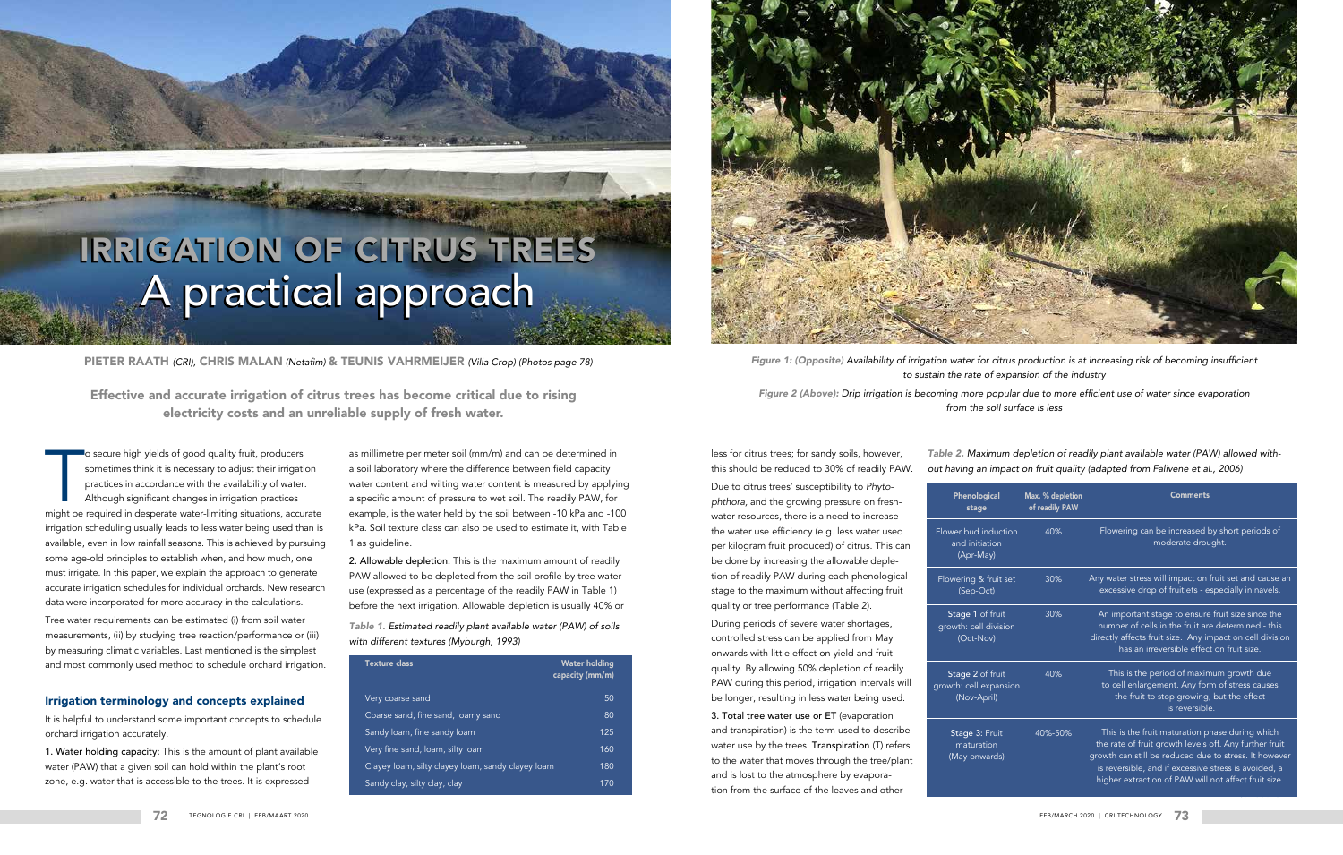# IRRIGATION OF CITRUS TREES
## A practical approach

**PIETER RAATH** *(CRI)*, **CHRIS MALAN** *(Netafim)* **& TEUNIS VAHRMEIJER** *(Villa Crop) (Photos page 78)*

**Effective and accurate irrigation of citrus trees has become critical due to rising electricity costs and an unreliable supply of fresh water.**

To secure high yields of good quality fruit, producers sometimes think it is necessary to adjust their irrigation practices in accordance with the availability of water. Although significant changes in irrigation practices might be required in desperate water-limiting situations, accurate irrigation scheduling usually leads to less water being used than is available, even in low rainfall seasons. This is achieved by pursuing some age-old principles to establish when, and how much, one must irrigate. In this paper, we explain the approach to generate accurate irrigation schedules for individual orchards. New research data were incorporated for more accuracy in the calculations.

Tree water requirements can be estimated (i) from soil water measurements, (ii) by studying tree reaction/performance or (iii) by measuring climatic variables. Last mentioned is the simplest and most commonly used method to schedule orchard irrigation.

### Irrigation terminology and concepts explained

It is helpful to understand some important concepts to schedule orchard irrigation accurately.

1. **Water holding capacity:** This is the amount of plant available water (PAW) that a given soil can hold within the plant's root zone, e.g. water that is accessible to the trees. It is expressed as millimetre per meter soil (mm/m) and can be determined in a soil laboratory where the difference between field capacity water content and wilting water content is measured by applying a specific amount of pressure to wet soil. The readily PAW, for example, is the water held by the soil between -10 kPa and -100 kPa. Soil texture class can also be used to estimate it, with Table 1 as guideline.

2. **Allowable depletion:** This is the maximum amount of readily PAW allowed to be depleted from the soil profile by tree water use (expressed as a percentage of the readily PAW in Table 1) before the next irrigation. Allowable depletion is usually 40% or less for citrus trees; for sandy soils, however, this should be reduced to 30% of readily PAW.

*Table 1. Estimated readily plant available water (PAW) of soils with different textures (Myburgh, 1993)*

| Texture class | Water holding capacity (mm/m) |
|---|---|
| Very coarse sand | 50 |
| Coarse sand, fine sand, loamy sand | 80 |
| Sandy loam, fine sandy loam | 125 |
| Very fine sand, loam, silty loam | 160 |
| Clayey loam, silty clayey loam, sandy clayey loam | 180 |
| Sandy clay, silty clay, clay | 170 |

Due to citrus trees' susceptibility to *Phytophthora*, and the growing pressure on fresh-water resources, there is a need to increase the water use efficiency (e.g. less water used per kilogram fruit produced) of citrus. This can be done by increasing the allowable depletion of readily PAW during each phenological stage to the maximum without affecting fruit quality or tree performance (Table 2).

During periods of severe water shortages, controlled stress can be applied from May onwards with little effect on yield and fruit quality. By allowing 50% depletion of readily PAW during this period, irrigation intervals will be longer, resulting in less water being used.

3. **Total tree water use or ET** (evaporation and transpiration) is the term used to describe water use by the trees. **Transpiration** (T) refers to the water that moves through the tree/plant and is lost to the atmosphere by evaporation from the surface of the leaves and other

*Figure 1: (Opposite) Availability of irrigation water for citrus production is at increasing risk of becoming insufficient to sustain the rate of expansion of the industry*

*Figure 2 (Above): Drip irrigation is becoming more popular due to more efficient use of water since evaporation from the soil surface is less*

*Table 2. Maximum depletion of readily plant available water (PAW) allowed without having an impact on fruit quality (adapted from Falivene et al., 2006)*

| Phenological stage | Max. % depletion of readily PAW | Comments |
|---|---|---|
| Flower bud induction and initiation (Apr-May) | 40% | Flowering can be increased by short periods of moderate drought. |
| Flowering & fruit set (Sep-Oct) | 30% | Any water stress will impact on fruit set and cause an excessive drop of fruitlets - especially in navels. |
| Stage 1 of fruit growth: cell division (Oct-Nov) | 30% | An important stage to ensure fruit size since the number of cells in the fruit are determined - this directly affects fruit size. Any impact on cell division has an irreversible effect on fruit size. |
| Stage 2 of fruit growth: cell expansion (Nov-April) | 40% | This is the period of maximum growth due to cell enlargement. Any form of stress causes the fruit to stop growing, but the effect is reversible. |
| Stage 3: Fruit maturation (May onwards) | 40%-50% | This is the fruit maturation phase during which the rate of fruit growth levels off. Any further fruit growth can still be reduced due to stress. It however is reversible, and if excessive stress is avoided, a higher extraction of PAW will not affect fruit size. |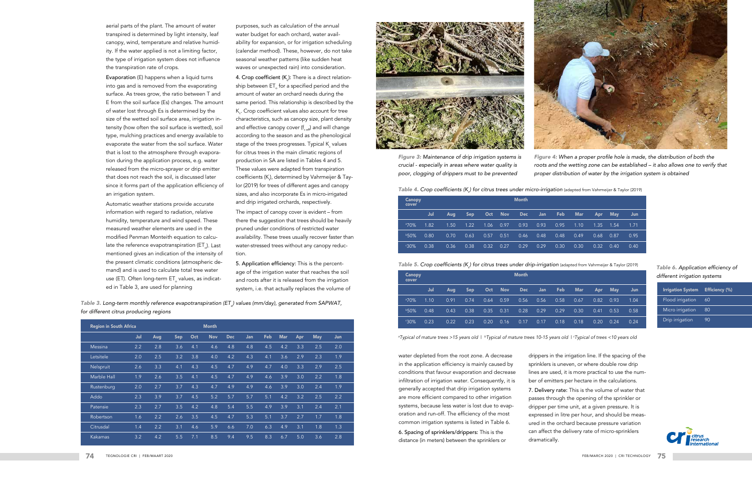aerial parts of the plant. The amount of water transpired is determined by light intensity, leaf canopy, wind, temperature and relative humidity. If the water applied is not a limiting factor, the type of irrigation system does not influence the transpiration rate of crops.

**Evaporation** (E) happens when a liquid turns into gas and is removed from the evaporating surface. As trees grow, the ratio between T and E from the soil surface (Es) changes. The amount of water lost through Es is determined by the size of the wetted soil surface area, irrigation intensity (how often the soil surface is wetted), soil type, mulching practices and energy available to evaporate the water from the soil surface. Water that is lost to the atmosphere through evaporation during the application process, e.g. water released from the micro-sprayer or drip emitter that does not reach the soil, is discussed later since it forms part of the application efficiency of an irrigation system.

Automatic weather stations provide accurate information with regard to radiation, relative humidity, temperature and wind speed. These measured weather elements are used in the modified Penman Monteith equation to calculate the reference evapotranspiration ($ET_o$). Last mentioned gives an indication of the intensity of the present climatic conditions (atmospheric demand) and is used to calculate total tree water use (ET). Often long-term $ET_o$ values, as indicated in Table 3, are used for planning purposes, such as calculation of the annual water budget for each orchard, water availability for expansion, or for irrigation scheduling (calendar method). These, however, do not take seasonal weather patterns (like sudden heat waves or unexpected rain) into consideration.

**4. Crop coefficient ($K_c$):** There is a direct relationship between $ET_o$ for a specified period and the amount of water an orchard needs during the same period. This relationship is described by the $K_c$. Crop coefficient values also account for tree characteristics, such as canopy size, plant density and effective canopy cover ($f_{c\,eff}$) and will change according to the season and as the phenological stage of the trees progresses. Typical $K_c$ values for citrus trees in the main climatic regions of production in SA are listed in Tables 4 and 5. These values were adapted from transpiration coefficients ($K_t$), determined by Vahrmeijer & Taylor (2019) for trees of different ages and canopy sizes, and also incorporate Es in micro-irrigated and drip irrigated orchards, respectively.

The impact of canopy cover is evident – from there the suggestion that trees should be heavily pruned under conditions of restricted water availability. These trees usually recover faster than water-stressed trees without any canopy reduction.

**5. Application efficiency:** This is the percentage of the irrigation water that reaches the soil and roots after it is released from the irrigation system, i.e. that actually replaces the volume of water depleted from the root zone. A decrease in the application efficiency is mainly caused by conditions that favour evaporation and decrease infiltration of irrigation water. Consequently, it is generally accepted that drip irrigation systems are more efficient compared to other irrigation systems, because less water is lost due to evaporation and run-off. The efficiency of the most common irrigation systems is listed in Table 6.

**6. Spacing of sprinklers/drippers:** This is the distance (in meters) between the sprinklers or drippers in the irrigation line. If the spacing of the sprinklers is uneven, or where double row drip lines are used, it is more practical to use the number of emitters per hectare in the calculations.

**7. Delivery rate:** This is the volume of water that passes through the opening of the sprinkler or dripper per time unit, at a given pressure. It is expressed in litre per hour, and should be measured in the orchard because pressure variation can affect the delivery rate of micro-sprinklers dramatically.

*Table 3. Long-term monthly reference evapotranspiration ($ET_o$) values (mm/day), generated from SAPWAT, for different citrus producing regions*

| Region in South Africa | Month | | | | | | | | | | | |
|---|---|---|---|---|---|---|---|---|---|---|---|---|
| | Jul | Aug | Sep | Oct | Nov | Dec | Jan | Feb | Mar | Apr | May | Jun |
| Messina | 2.2 | 2.8 | 3.6 | 4.1 | 4.6 | 4.8 | 4.8 | 4.5 | 4.2 | 3.3 | 2.5 | 2.0 |
| Letsitele | 2.0 | 2.5 | 3.2 | 3.8 | 4.0 | 4.2 | 4.3 | 4.1 | 3.6 | 2.9 | 2.3 | 1.9 |
| Nelspruit | 2.6 | 3.3 | 4.1 | 4.3 | 4.5 | 4.7 | 4.9 | 4.7 | 4.0 | 3.3 | 2.9 | 2.5 |
| Marble Hall | 1.9 | 2.6 | 3.5 | 4.1 | 4.5 | 4.7 | 4.9 | 4.6 | 3.9 | 3.0 | 2.2 | 1.8 |
| Rustenburg | 2.0 | 2.7 | 3.7 | 4.3 | 4.7 | 4.9 | 4.9 | 4.6 | 3.9 | 3.0 | 2.4 | 1.9 |
| Addo | 2.3 | 3.9 | 3.7 | 4.5 | 5.2 | 5.7 | 5.7 | 5.1 | 4.2 | 3.2 | 2.5 | 2.2 |
| Patensie | 2.3 | 2.7 | 3.5 | 4.2 | 4.8 | 5.4 | 5.5 | 4.9 | 3.9 | 3.1 | 2.4 | 2.1 |
| Robertson | 1.6 | 2.2 | 2.6 | 3.5 | 4.5 | 4.7 | 5.3 | 5.1 | 3.7 | 2.7 | 1.7 | 1.8 |
| Citrusdal | 1.4 | 2.2 | 3.1 | 4.6 | 5.9 | 6.6 | 7.0 | 6.3 | 4.9 | 3.1 | 1.8 | 1.3 |
| Kakamas | 3.2 | 4.2 | 5.5 | 7.1 | 8.5 | 9.4 | 9.5 | 8.3 | 6.7 | 5.0 | 3.6 | 2.8 |

*Figure 3: Maintenance of drip irrigation systems is crucial - especially in areas where water quality is poor, clogging of drippers must to be prevented*

*Figure 4: When a proper profile hole is made, the distribution of both the roots and the wetting zone can be established – it also allows one to verify that proper distribution of water by the irrigation system is obtained*

*Table 4. Crop coefficients ($K_c$) for citrus trees under micro-irrigation* (adapted from Vahrmeijer & Taylor (2019))

| Canopy cover | Month | | | | | | | | | | | |
|---|---|---|---|---|---|---|---|---|---|---|---|---|
| | Jul | Aug | Sep | Oct | Nov | Dec | Jan | Feb | Mar | Apr | May | Jun |
| [a]70% | 1.82 | 1.50 | 1.22 | 1.06 | 0.97 | 0.93 | 0.93 | 0.95 | 1.10 | 1.35 | 1.54 | 1.71 |
| [b]50% | 0.80 | 0.70 | 0.63 | 0.57 | 0.51 | 0.46 | 0.48 | 0.48 | 0.49 | 0.68 | 0.87 | 0.95 |
| [c]30% | 0.38 | 0.36 | 0.38 | 0.32 | 0.27 | 0.29 | 0.29 | 0.30 | 0.30 | 0.32 | 0.40 | 0.40 |

*Table 5. Crop coefficients ($K_c$) for citrus trees under drip-irrigation* (adapted from Vahrmeijer & Taylor (2019))

| Canopy cover | Month | | | | | | | | | | | |
|---|---|---|---|---|---|---|---|---|---|---|---|---|
| | Jul | Aug | Sep | Oct | Nov | Dec | Jan | Feb | Mar | Apr | May | Jun |
| [a]70% | 1.10 | 0.91 | 0.74 | 0.64 | 0.59 | 0.56 | 0.56 | 0.58 | 0.67 | 0.82 | 0.93 | 1.04 |
| [b]50% | 0.48 | 0.43 | 0.38 | 0.35 | 0.31 | 0.28 | 0.29 | 0.29 | 0.30 | 0.41 | 0.53 | 0.58 |
| [c]30% | 0.23 | 0.22 | 0.23 | 0.20 | 0.16 | 0.17 | 0.17 | 0.18 | 0.18 | 0.20 | 0.24 | 0.24 |

*[a]Typical of mature trees >15 years old | [b]Typical of mature trees 10-15 years old | [c]Typical of trees <10 years old*

*Table 6. Application efficiency of different irrigation systems*

| Irrigation System | Efficiency (%) |
|---|---|
| Flood irrigation | 60 |
| Micro irrigation | 80 |
| Drip irrigation | 90 |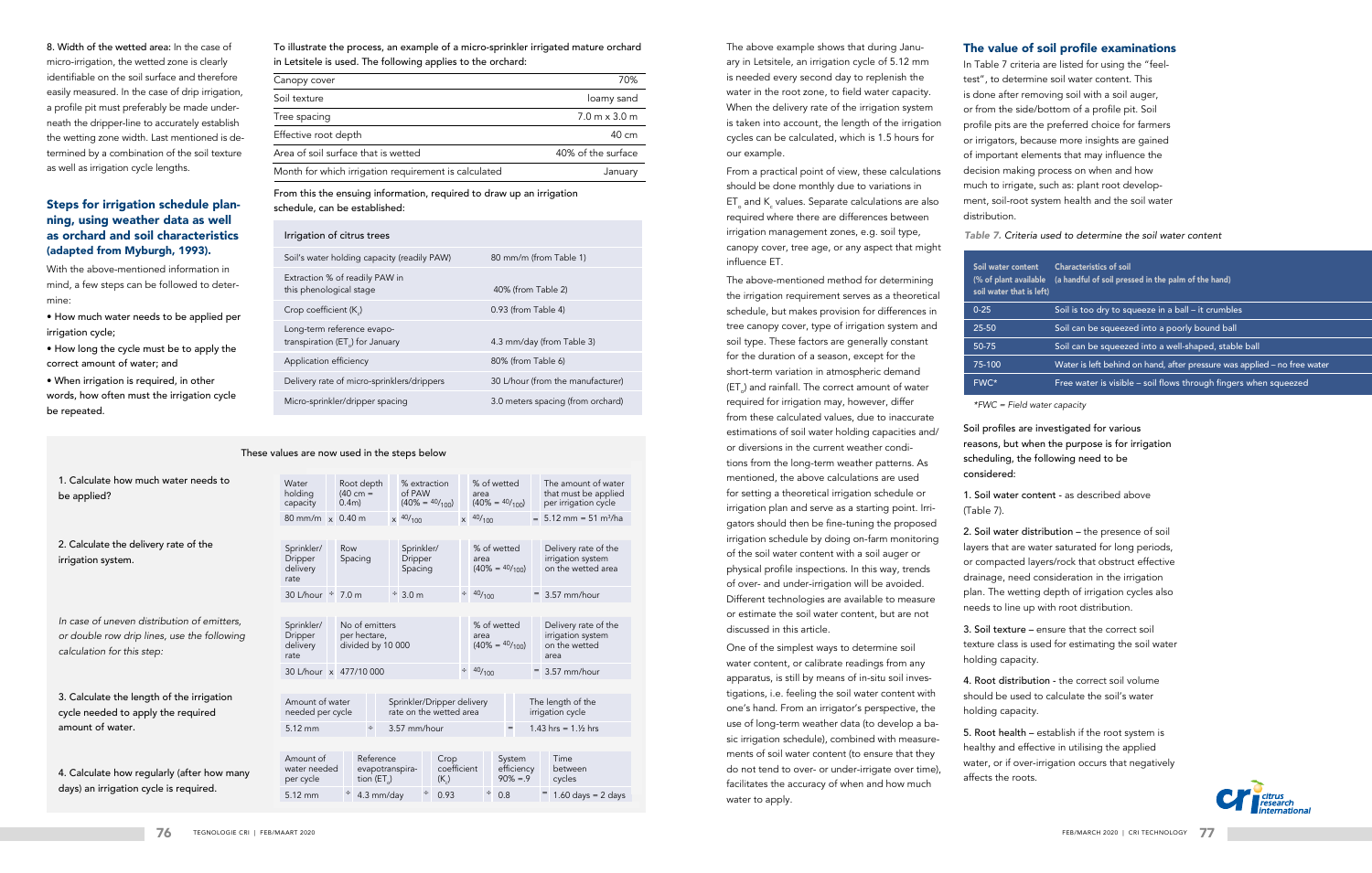8. Width of the wetted area: In the case of micro-irrigation, the wetted zone is clearly identifiable on the soil surface and therefore easily measured. In the case of drip irrigation, a profile pit must preferably be made underneath the dripper-line to accurately establish the wetting zone width. Last mentioned is determined by a combination of the soil texture as well as irrigation cycle lengths.

## Steps for irrigation schedule planning, using weather data as well as orchard and soil characteristics (adapted from Myburgh, 1993).

With the above-mentioned information in mind, a few steps can be followed to determine:

- How much water needs to be applied per irrigation cycle;
- How long the cycle must be to apply the correct amount of water; and
- When irrigation is required, in other words, how often must the irrigation cycle be repeated.

To illustrate the process, an example of a micro-sprinkler irrigated mature orchard in Letsitele is used. The following applies to the orchard:

| | |
|---|---|
| Canopy cover | 70% |
| Soil texture | loamy sand |
| Tree spacing | 7.0 m x 3.0 m |
| Effective root depth | 40 cm |
| Area of soil surface that is wetted | 40% of the surface |
| Month for which irrigation requirement is calculated | January |

From this the ensuing information, required to draw up an irrigation schedule, can be established:

| Irrigation of citrus trees | |
|---|---|
| Soil's water holding capacity (readily PAW) | 80 mm/m (from Table 1) |
| Extraction % of readily PAW in this phenological stage | 40% (from Table 2) |
| Crop coefficient ($K_c$) | 0.93 (from Table 4) |
| Long-term reference evapo-transpiration ($ET_o$) for January | 4.3 mm/day (from Table 3) |
| Application efficiency | 80% (from Table 6) |
| Delivery rate of micro-sprinklers/drippers | 30 L/hour (from the manufacturer) |
| Micro-sprinkler/dripper spacing | 3.0 meters spacing (from orchard) |

These values are now used in the steps below

1. Calculate how much water needs to be applied?

| Water holding capacity | | Root depth (40 cm = 0.4m) | | % extraction of PAW (40% = $^{40}/_{100}$) | | % of wetted area (40% = $^{40}/_{100}$) | | The amount of water that must be applied per irrigation cycle |
|---|---|---|---|---|---|---|---|---|
| 80 mm/m | x | 0.40 m | x | $^{40}/_{100}$ | x | $^{40}/_{100}$ | = | 5.12 mm = 51 m³/ha |

2. Calculate the delivery rate of the irrigation system.

| Sprinkler/ Dripper delivery rate | | Row Spacing | | Sprinkler/ Dripper Spacing | | % of wetted area (40% = $^{40}/_{100}$) | | Delivery rate of the irrigation system on the wetted area |
|---|---|---|---|---|---|---|---|---|
| 30 L/hour | ÷ | 7.0 m | ÷ | 3.0 m | ÷ | $^{40}/_{100}$ | = | 3.57 mm/hour |

*In case of uneven distribution of emitters, or double row drip lines, use the following calculation for this step:*

| Sprinkler/ Dripper delivery rate | | No of emitters per hectare, divided by 10 000 | | % of wetted area (40% = $^{40}/_{100}$) | | Delivery rate of the irrigation system on the wetted area |
|---|---|---|---|---|---|---|
| 30 L/hour | x | 477/10 000 | ÷ | $^{40}/_{100}$ | = | 3.57 mm/hour |

3. Calculate the length of the irrigation cycle needed to apply the required amount of water.

| Amount of water needed per cycle | | Sprinkler/Dripper delivery rate on the wetted area | | The length of the irrigation cycle |
|---|---|---|---|---|
| 5.12 mm | ÷ | 3.57 mm/hour | = | 1.43 hrs = 1.½ hrs |

4. Calculate how regularly (after how many days) an irrigation cycle is required.

| Amount of water needed per cycle | | Reference evapotranspiration ($ET_o$) | | Crop coefficient ($K_c$) | | System efficiency 90% =.9 | | Time between cycles |
|---|---|---|---|---|---|---|---|---|
| 5.12 mm | ÷ | 4.3 mm/day | ÷ | 0.93 | ÷ | 0.8 | = | 1.60 days = 2 days |

The above example shows that during January in Letsitele, an irrigation cycle of 5.12 mm is needed every second day to replenish the water in the root zone, to field water capacity. When the delivery rate of the irrigation system is taken into account, the length of the irrigation cycles can be calculated, which is 1.5 hours for our example.

From a practical point of view, these calculations should be done monthly due to variations in $ET_o$ and $K_c$ values. Separate calculations are also required where there are differences between irrigation management zones, e.g. soil type, canopy cover, tree age, or any aspect that might influence ET.

The above-mentioned method for determining the irrigation requirement serves as a theoretical schedule, but makes provision for differences in tree canopy cover, type of irrigation system and soil type. These factors are generally constant for the duration of a season, except for the short-term variation in atmospheric demand ($ET_o$) and rainfall. The correct amount of water required for irrigation may, however, differ from these calculated values, due to inaccurate estimations of soil water holding capacities and/or diversions in the current weather conditions from the long-term weather patterns. As mentioned, the above calculations are used for setting a theoretical irrigation schedule or irrigation plan and serve as a starting point. Irrigators should then be fine-tuning the proposed irrigation schedule by doing on-farm monitoring of the soil water content with a soil auger or physical profile inspections. In this way, trends of over- and under-irrigation will be avoided. Different technologies are available to measure or estimate the soil water content, but are not discussed in this article.

One of the simplest ways to determine soil water content, or calibrate readings from any apparatus, is still by means of in-situ soil investigations, i.e. feeling the soil water content with one's hand. From an irrigator's perspective, the use of long-term weather data (to develop a basic irrigation schedule), combined with measurements of soil water content (to ensure that they do not tend to over- or under-irrigate over time), facilitates the accuracy of when and how much water to apply.

## The value of soil profile examinations

In Table 7 criteria are listed for using the "feel-test", to determine soil water content. This is done after removing soil with a soil auger, or from the side/bottom of a profile pit. Soil profile pits are the preferred choice for farmers or irrigators, because more insights are gained of important elements that may influence the decision making process on when and how much to irrigate, such as: plant root development, soil-root system health and the soil water distribution.

*Table 7. Criteria used to determine the soil water content*

| Soil water content (% of plant available soil water that is left) | Characteristics of soil (a handful of soil pressed in the palm of the hand) |
|---|---|
| 0-25 | Soil is too dry to squeeze in a ball – it crumbles |
| 25-50 | Soil can be squeezed into a poorly bound ball |
| 50-75 | Soil can be squeezed into a well-shaped, stable ball |
| 75-100 | Water is left behind on hand, after pressure was applied – no free water |
| FWC* | Free water is visible – soil flows through fingers when squeezed |

*\*FWC = Field water capacity*

Soil profiles are investigated for various reasons, but when the purpose is for irrigation scheduling, the following need to be considered:

1. Soil water content - as described above (Table 7).

2. Soil water distribution – the presence of soil layers that are water saturated for long periods, or compacted layers/rock that obstruct effective drainage, need consideration in the irrigation plan. The wetting depth of irrigation cycles also needs to line up with root distribution.

3. Soil texture – ensure that the correct soil texture class is used for estimating the soil water holding capacity.

4. Root distribution - the correct soil volume should be used to calculate the soil's water holding capacity.

5. Root health – establish if the root system is healthy and effective in utilising the applied water, or if over-irrigation occurs that negatively affects the roots.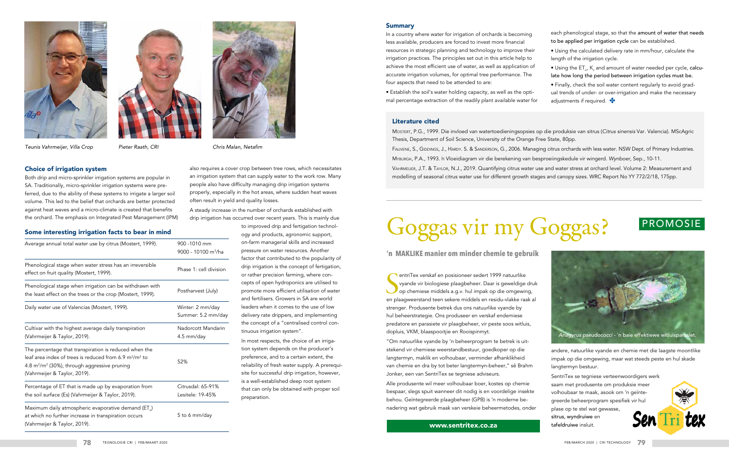Teunis Vahrmeijer, Villa Crop

Pieter Raath, CRI

Chris Malan, Netafim

### Choice of irrigation system

Both drip and micro-sprinkler irrigation systems are popular in SA. Traditionally, micro-sprinkler irrigation systems were preferred, due to the ability of these systems to irrigate a larger soil volume. This led to the belief that orchards are better protected against heat waves and a micro-climate is created that benefits the orchard. The emphasis on Integrated Pest Management (IPM) also requires a cover crop between tree rows, which necessitates an irrigation system that can supply water to the work row. Many people also have difficulty managing drip irrigation systems properly, especially in the hot areas, where sudden heat waves often result in yield and quality losses.

A steady increase in the number of orchards established with drip irrigation has occurred over recent years. This is mainly due to improved drip and fertigation technology and products, agronomic support, on-farm managerial skills and increased pressure on water resources. Another factor that contributed to the popularity of drip irrigation is the concept of fertigation, or rather precision farming, where concepts of open hydroponics are utilised to promote more efficient utilisation of water and fertilisers. Growers in SA are world leaders when it comes to the use of low delivery rate drippers, and implementing the concept of a "centralised control continuous irrigation system".

In most respects, the choice of an irrigation system depends on the producer's preference, and to a certain extent, the reliability of fresh water supply. A prerequisite for successful drip irrigation, however, is a well-established deep root system that can only be obtained with proper soil preparation.

### Some interesting irrigation facts to bear in mind

| | |
|---|---|
| Average annual total water use by citrus (Mostert, 1999). | 900 -1010 mm<br>9000 - 10100 m³/ha |
| Phenological stage when water stress has an irreversible effect on fruit quality (Mostert, 1999). | Phase 1: cell division |
| Phenological stage when irrigation can be withdrawn with the least effect on the trees or the crop (Mostert, 1999). | Postharvest (July) |
| Daily water use of Valencias (Mostert, 1999). | Winter: 2 mm/day<br>Summer: 5.2 mm/day |
| Cultivar with the highest average daily transpiration (Vahrmeijer & Taylor, 2019). | Nadorcott Mandarin<br>4.5 mm/day |
| The percentage that transpiration is reduced when the leaf area index of trees is reduced from 6.9 $m^2/m^2$ to 4.8 $m^2/m^2$ (30%), through aggressive pruning (Vahrmeijer & Taylor, 2019). | 52% |
| Percentage of ET that is made up by evaporation from the soil surface (Es) (Vahrmeijer & Taylor, 2019). | Citrusdal: 65-91%<br>Lesitele: 19-45% |
| Maximum daily atmospheric evaporative demand ($ET_o$) at which no further increase in transpiration occurs (Vahrmeijer & Taylor, 2019). | 5 to 6 mm/day |

### Summary

In a country where water for irrigation of orchards is becoming less available, producers are forced to invest more financial resources in strategic planning and technology to improve their irrigation practices. The principles set out in this article help to achieve the most efficient use of water, as well as application of accurate irrigation volumes, for optimal tree performance. The four aspects that need to be attended to are:

- Establish the soil's water holding capacity, as well as the optimal percentage extraction of the readily plant available water for each phenological stage, so that the **amount of water that needs to be applied per irrigation cycle** can be established.
- Using the calculated delivery rate in mm/hour, calculate the length of the irrigation cycle.
- Using the $ET_o$, $K_c$ and amount of water needed per cycle, **calculate how long the period between irrigation cycles must be.**
- Finally, check the soil water content regularly to avoid gradual trends of under- or over-irrigation and make the necessary adjustments if required.

### Literature cited

Mostert, P.G., 1999. Die invloed van watertoedieningsopsies op die produksie van sitrus (*Citrus sinensis* Var. Valencia). MScAgric Thesis, Department of Soil Science, University of the Orange Free State, 80pp.

Falivene, S., Giddings, J., Hardy. S. & Sanderson, G., 2006. Managing citrus orchards with less water. NSW Dept. of Primary Industries.

Myburgh, P.A., 1993. h Vloeidiagram vir die berekening van besproeiingskedule vir wingerd. *Wynboer,* Sep., 10-11.

Vahrmeijer, J.T. & Taylor, N.J., 2019. Quantifying citrus water use and water stress at orchard level. Volume 2: Measurement and modelling of seasonal citrus water use for different growth stages and canopy sizes. WRC Report No YY 772/2/18, 175pp.

# Goggas vir my Goggas?

PROMOSIE

## 'n MAKLIKE manier om minder chemie te gebruik

SentriTex verskaf en posisioneer sedert 1999 natuurlike vyande vir biologiese plaagbeheer. Daar is geweldige druk op chemiese middels a.g.v. hul impak op die omgewing, en plaagweerstand teen sekere middels en residu-vlakke raak al strenger. Produsente betrek dus ons natuurlike vyande by hul beheerstrategie. Ons produseer en verskaf endemiese predatore en parasiete vir plaagbeheer, vir peste soos witluis, dopluis, VKM, blaaspootjie en Rooispinmyt.

"Om natuurlike vyande by 'n beheerprogram te betrek is uitstekend vir chemiese weerstandbestuur, goedkoper op die langtermyn, maklik en volhoubaar, verminder afhanklikheid van chemie en dra by tot beter langtermyn-beheer," sê Brahm Jonker, een van SentriTex se tegniese adviseurs.

Alle produsente wil meer volhoubaar boer, kostes op chemie bespaar, slegs spuit wanneer dit nodig is en voordelige insekte behou. Geïntegreerde plaagbeheer (GPB) is 'n moderne benadering wat gebruik maak van verskeie beheermetodes, onder andere, natuurlike vyande en chemie met die laagste moontlike impak op die omgewing, maar wat steeds peste en hul skade langtermyn bestuur.

*Anagyrus pseudococci* - 'n baie effektiewe witluisparasiet.

SentriTex se tegniese verteenwoordigers werk saam met produsente om produksie meer volhoubaar te maak, asook om 'n geïntegreerde beheerprogram spesifiek vir hul plase op te stel wat gewasse, **sitrus, wyndruiwe** en **tafeldruiwe** insluit.

**www.sentritex.co.za**

SenTritex